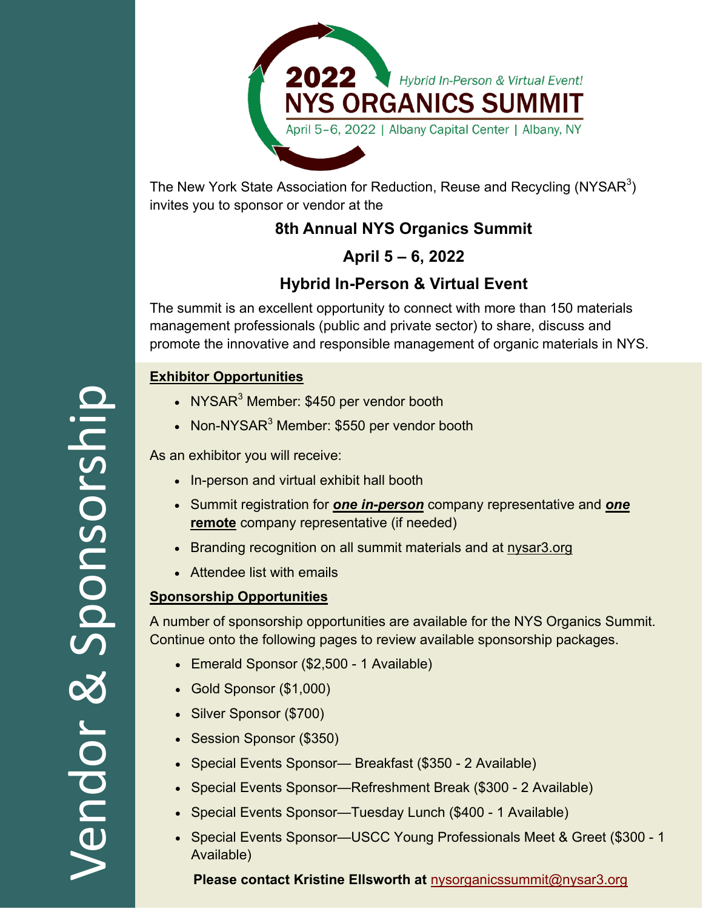# 2022 NYS ORGANICS SUMMIT

*Hybrid In-Person & Virtual Event!*

April 5-6, 2022 | Albany Capital Center | Albany, NY

Vendor & Sponsorship

The New York State Association for Reduction, Reuse and Recycling (NYSAR$^3$) invites you to sponsor or vendor at the

## 8th Annual NYS Organics Summit

## April 5 – 6, 2022

## Hybrid In-Person & Virtual Event

The summit is an excellent opportunity to connect with more than 150 materials management professionals (public and private sector) to share, discuss and promote the innovative and responsible management of organic materials in NYS.

### Exhibitor Opportunities

- NYSAR$^3$ Member: $450 per vendor booth
- Non-NYSAR$^3$ Member: $550 per vendor booth

As an exhibitor you will receive:

- In-person and virtual exhibit hall booth
- Summit registration for ***one in-person*** company representative and ***one remote*** company representative (if needed)
- Branding recognition on all summit materials and at nysar3.org
- Attendee list with emails

### Sponsorship Opportunities

A number of sponsorship opportunities are available for the NYS Organics Summit. Continue onto the following pages to review available sponsorship packages.

- Emerald Sponsor ($2,500 - 1 Available)
- Gold Sponsor ($1,000)
- Silver Sponsor ($700)
- Session Sponsor ($350)
- Special Events Sponsor— Breakfast ($350 - 2 Available)
- Special Events Sponsor—Refreshment Break ($300 - 2 Available)
- Special Events Sponsor—Tuesday Lunch ($400 - 1 Available)
- Special Events Sponsor—USCC Young Professionals Meet & Greet ($300 - 1 Available)

**Please contact Kristine Ellsworth at** nysorganicssummit@nysar3.org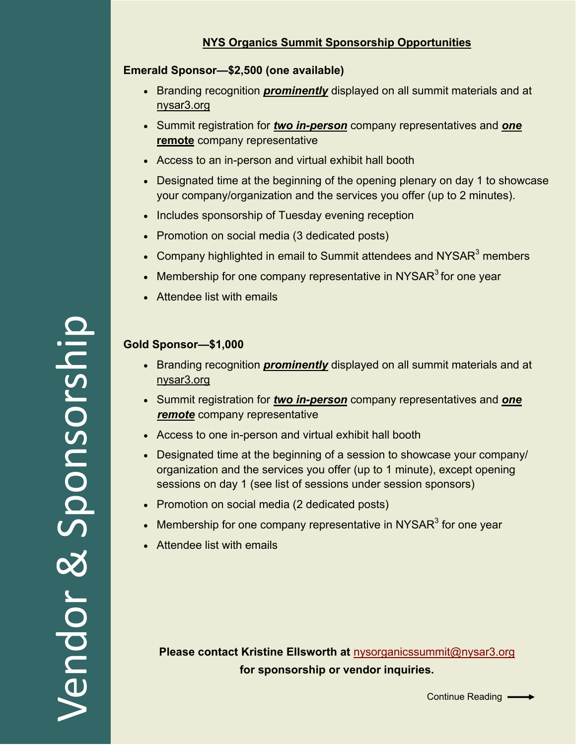Vendor & Sponsorship

## NYS Organics Summit Sponsorship Opportunities

**Emerald Sponsor—$2,500 (one available)**

- Branding recognition ***prominently*** displayed on all summit materials and at nysar3.org
- Summit registration for ***two in-person*** company representatives and ***one remote*** company representative
- Access to an in-person and virtual exhibit hall booth
- Designated time at the beginning of the opening plenary on day 1 to showcase your company/organization and the services you offer (up to 2 minutes).
- Includes sponsorship of Tuesday evening reception
- Promotion on social media (3 dedicated posts)
- Company highlighted in email to Summit attendees and $NYSAR^3$ members
- Membership for one company representative in $NYSAR^3$ for one year
- Attendee list with emails

**Gold Sponsor—$1,000**

- Branding recognition ***prominently*** displayed on all summit materials and at nysar3.org
- Summit registration for ***two in-person*** company representatives and ***one remote*** company representative
- Access to one in-person and virtual exhibit hall booth
- Designated time at the beginning of a session to showcase your company/organization and the services you offer (up to 1 minute), except opening sessions on day 1 (see list of sessions under session sponsors)
- Promotion on social media (2 dedicated posts)
- Membership for one company representative in $NYSAR^3$ for one year
- Attendee list with emails

**Please contact Kristine Ellsworth at nysorganicssummit@nysar3.org for sponsorship or vendor inquiries.**

Continue Reading →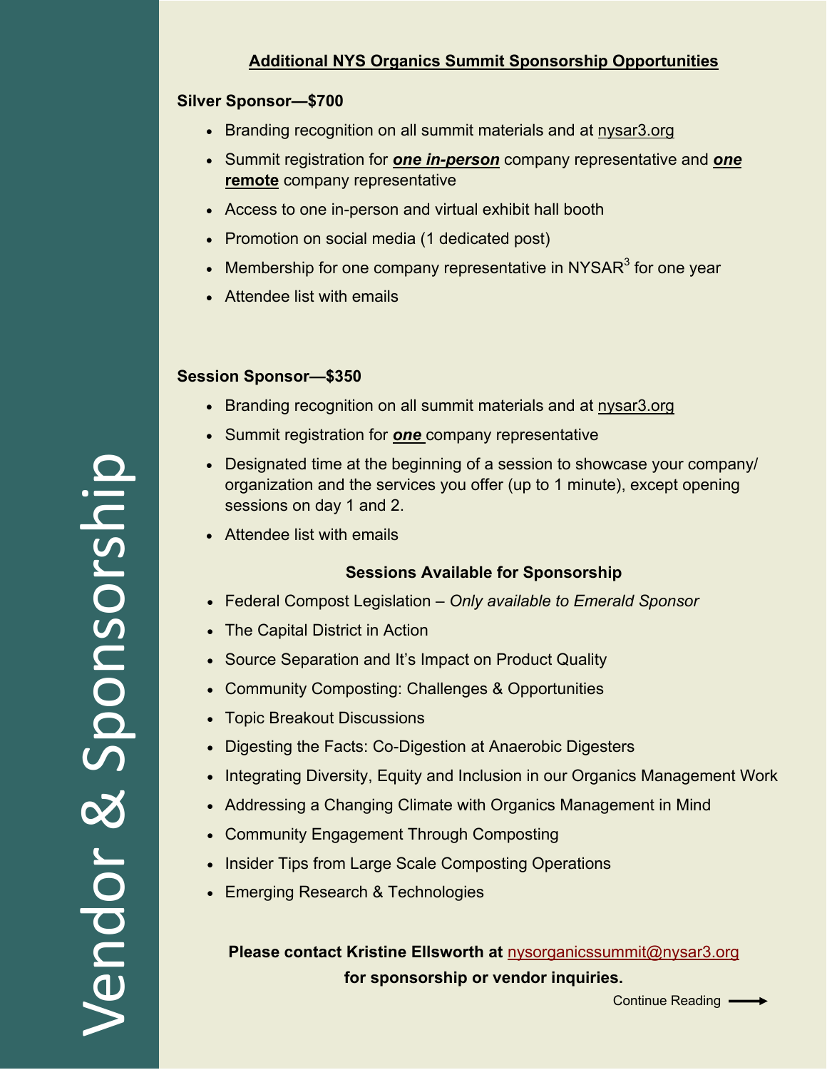Vendor & Sponsorship

## Additional NYS Organics Summit Sponsorship Opportunities

**Silver Sponsor—$700**

- Branding recognition on all summit materials and at nysar3.org
- Summit registration for ***one in-person*** company representative and ***one remote*** company representative
- Access to one in-person and virtual exhibit hall booth
- Promotion on social media (1 dedicated post)
- Membership for one company representative in NYSAR[3] for one year
- Attendee list with emails

**Session Sponsor—$350**

- Branding recognition on all summit materials and at nysar3.org
- Summit registration for ***one*** company representative
- Designated time at the beginning of a session to showcase your company/organization and the services you offer (up to 1 minute), except opening sessions on day 1 and 2.
- Attendee list with emails

**Sessions Available for Sponsorship**

- Federal Compost Legislation – *Only available to Emerald Sponsor*
- The Capital District in Action
- Source Separation and It's Impact on Product Quality
- Community Composting: Challenges & Opportunities
- Topic Breakout Discussions
- Digesting the Facts: Co-Digestion at Anaerobic Digesters
- Integrating Diversity, Equity and Inclusion in our Organics Management Work
- Addressing a Changing Climate with Organics Management in Mind
- Community Engagement Through Composting
- Insider Tips from Large Scale Composting Operations
- Emerging Research & Technologies

**Please contact Kristine Ellsworth at nysorganicssummit@nysar3.org for sponsorship or vendor inquiries.**

Continue Reading →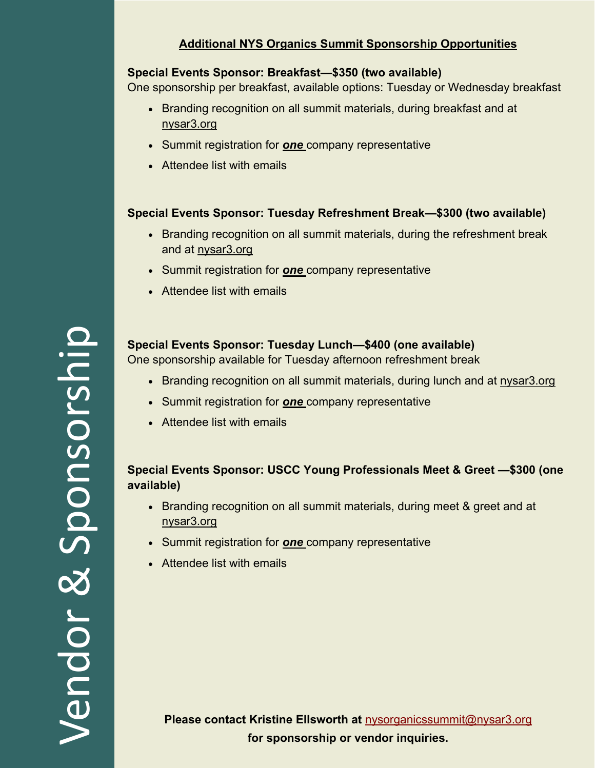Vendor & Sponsorship

## Additional NYS Organics Summit Sponsorship Opportunities

**Special Events Sponsor: Breakfast—$350 (two available)**
One sponsorship per breakfast, available options: Tuesday or Wednesday breakfast

- Branding recognition on all summit materials, during breakfast and at nysar3.org
- Summit registration for ***one*** company representative
- Attendee list with emails

**Special Events Sponsor: Tuesday Refreshment Break—$300 (two available)**

- Branding recognition on all summit materials, during the refreshment break and at nysar3.org
- Summit registration for ***one*** company representative
- Attendee list with emails

**Special Events Sponsor: Tuesday Lunch—$400 (one available)**
One sponsorship available for Tuesday afternoon refreshment break

- Branding recognition on all summit materials, during lunch and at nysar3.org
- Summit registration for ***one*** company representative
- Attendee list with emails

**Special Events Sponsor: USCC Young Professionals Meet & Greet —$300 (one available)**

- Branding recognition on all summit materials, during meet & greet and at nysar3.org
- Summit registration for ***one*** company representative
- Attendee list with emails

**Please contact Kristine Ellsworth at nysorganicssummit@nysar3.org for sponsorship or vendor inquiries.**